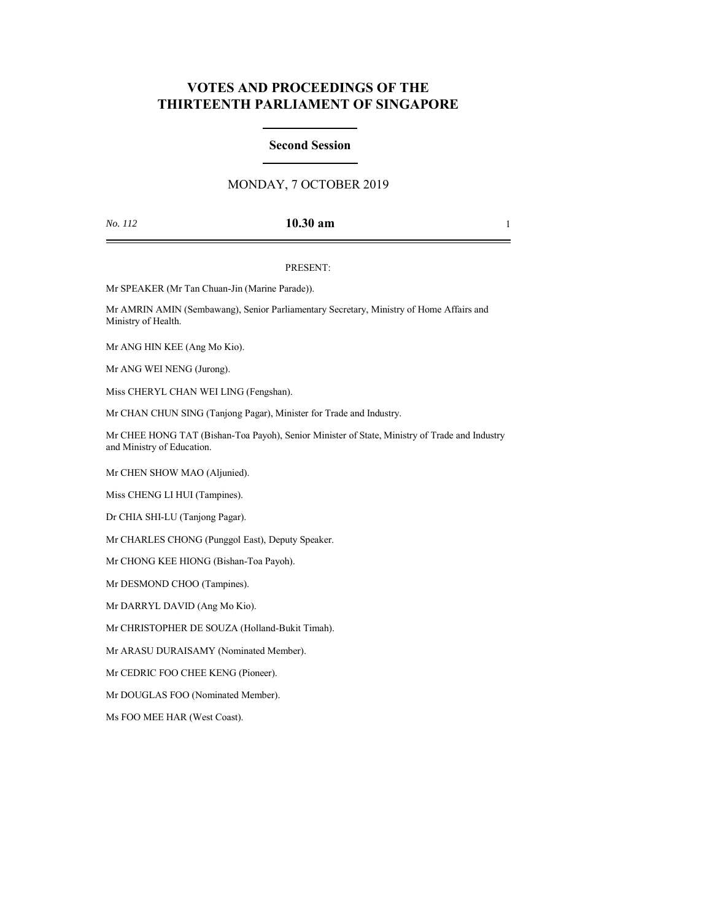# VOTES AND PROCEEDINGS OF THE THIRTEENTH PARLIAMENT OF SINGAPORE

## Second Session

MONDAY, 7 OCTOBER 2019

*No. 112* **10.30 am**

PRESENT:

Mr SPEAKER (Mr Tan Chuan-Jin (Marine Parade)).

Mr AMRIN AMIN (Sembawang), Senior Parliamentary Secretary, Ministry of Home Affairs and Ministry of Health.

Mr ANG HIN KEE (Ang Mo Kio).

Mr ANG WEI NENG (Jurong).

Miss CHERYL CHAN WEI LING (Fengshan).

Mr CHAN CHUN SING (Tanjong Pagar), Minister for Trade and Industry.

Mr CHEE HONG TAT (Bishan-Toa Payoh), Senior Minister of State, Ministry of Trade and Industry and Ministry of Education.

Mr CHEN SHOW MAO (Aljunied).

Miss CHENG LI HUI (Tampines).

Dr CHIA SHI-LU (Tanjong Pagar).

Mr CHARLES CHONG (Punggol East), Deputy Speaker.

Mr CHONG KEE HIONG (Bishan-Toa Payoh).

Mr DESMOND CHOO (Tampines).

Mr DARRYL DAVID (Ang Mo Kio).

Mr CHRISTOPHER DE SOUZA (Holland-Bukit Timah).

Mr ARASU DURAISAMY (Nominated Member).

Mr CEDRIC FOO CHEE KENG (Pioneer).

Mr DOUGLAS FOO (Nominated Member).

Ms FOO MEE HAR (West Coast).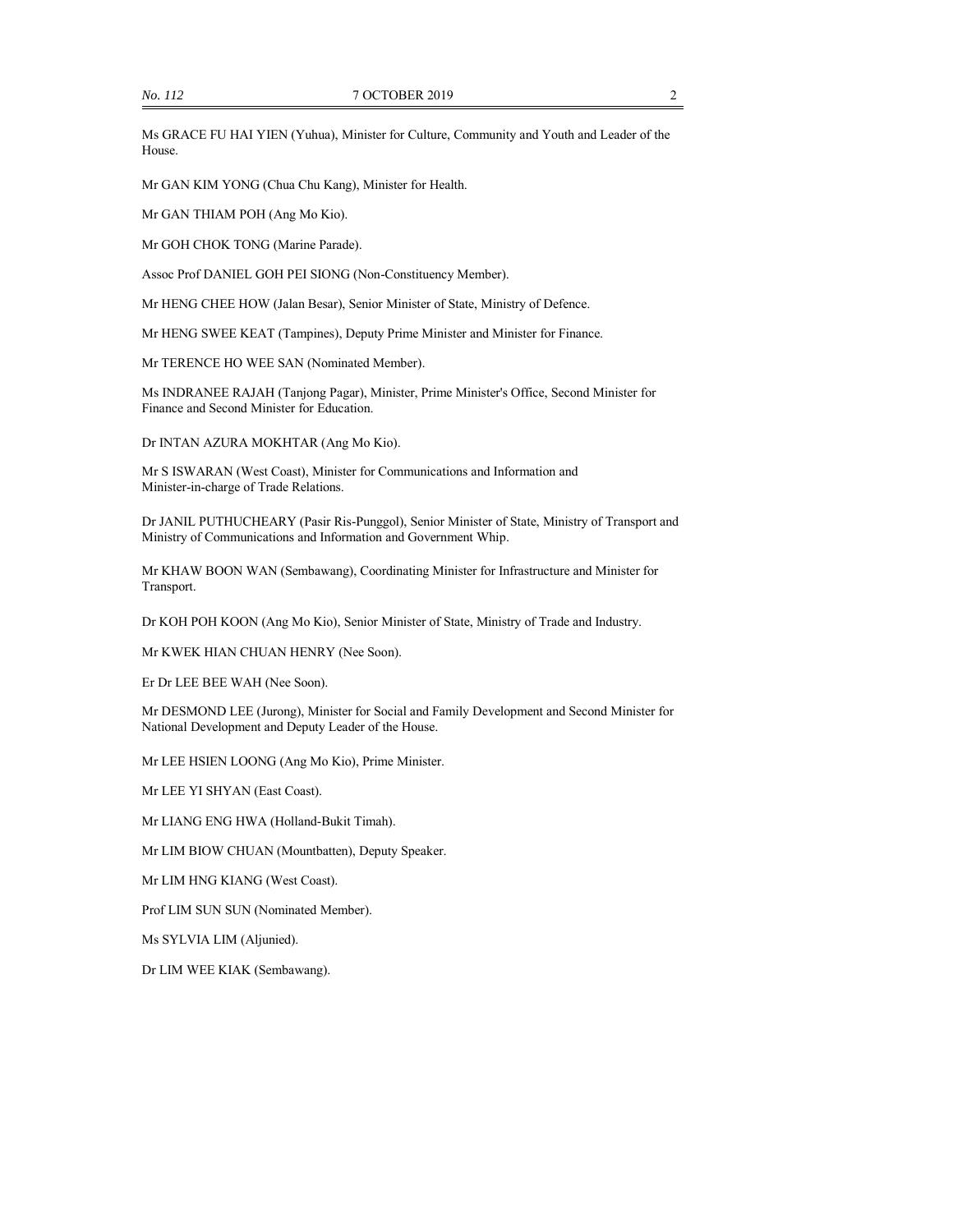Ms GRACE FU HAI YIEN (Yuhua), Minister for Culture, Community and Youth and Leader of the House.

Mr GAN KIM YONG (Chua Chu Kang), Minister for Health.

Mr GAN THIAM POH (Ang Mo Kio).

Mr GOH CHOK TONG (Marine Parade).

Assoc Prof DANIEL GOH PEI SIONG (Non-Constituency Member).

Mr HENG CHEE HOW (Jalan Besar), Senior Minister of State, Ministry of Defence.

Mr HENG SWEE KEAT (Tampines), Deputy Prime Minister and Minister for Finance.

Mr TERENCE HO WEE SAN (Nominated Member).

Ms INDRANEE RAJAH (Tanjong Pagar), Minister, Prime Minister's Office, Second Minister for Finance and Second Minister for Education.

Dr INTAN AZURA MOKHTAR (Ang Mo Kio).

Mr S ISWARAN (West Coast), Minister for Communications and Information and Minister-in-charge of Trade Relations.

Dr JANIL PUTHUCHEARY (Pasir Ris-Punggol), Senior Minister of State, Ministry of Transport and Ministry of Communications and Information and Government Whip.

Mr KHAW BOON WAN (Sembawang), Coordinating Minister for Infrastructure and Minister for Transport.

Dr KOH POH KOON (Ang Mo Kio), Senior Minister of State, Ministry of Trade and Industry.

Mr KWEK HIAN CHUAN HENRY (Nee Soon).

Er Dr LEE BEE WAH (Nee Soon).

Mr DESMOND LEE (Jurong), Minister for Social and Family Development and Second Minister for National Development and Deputy Leader of the House.

Mr LEE HSIEN LOONG (Ang Mo Kio), Prime Minister.

Mr LEE YI SHYAN (East Coast).

Mr LIANG ENG HWA (Holland-Bukit Timah).

Mr LIM BIOW CHUAN (Mountbatten), Deputy Speaker.

Mr LIM HNG KIANG (West Coast).

Prof LIM SUN SUN (Nominated Member).

Ms SYLVIA LIM (Aljunied).

Dr LIM WEE KIAK (Sembawang).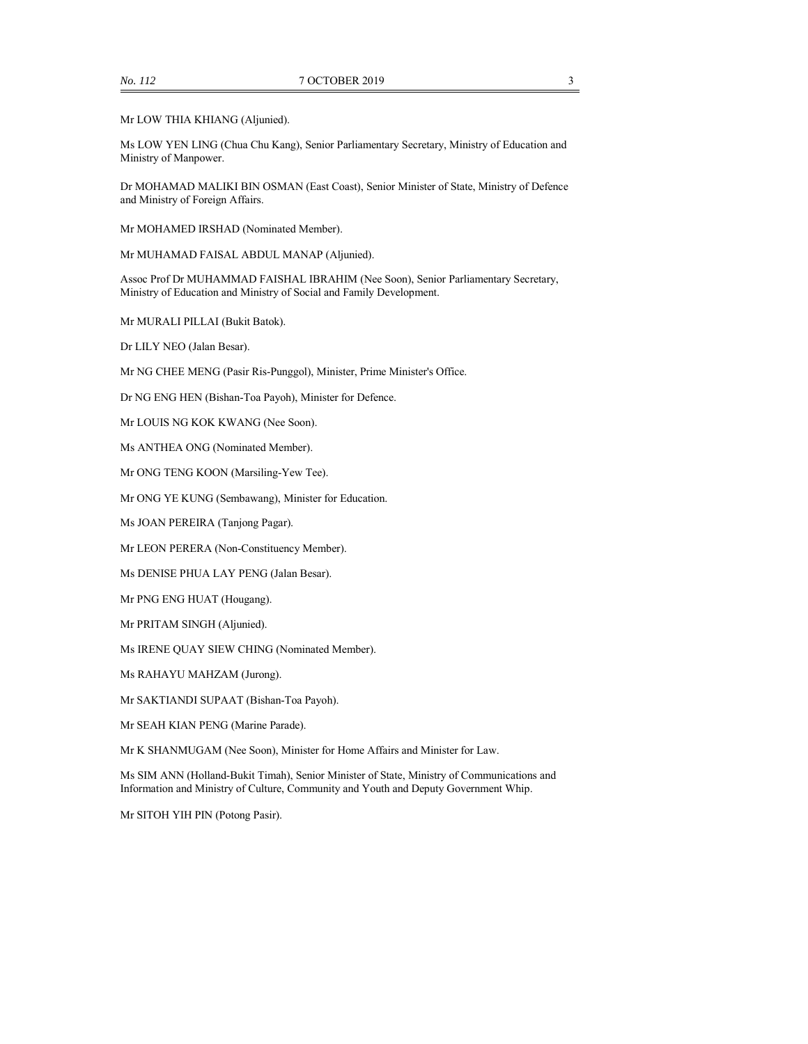Mr LOW THIA KHIANG (Aljunied).

Ms LOW YEN LING (Chua Chu Kang), Senior Parliamentary Secretary, Ministry of Education and Ministry of Manpower.

Dr MOHAMAD MALIKI BIN OSMAN (East Coast), Senior Minister of State, Ministry of Defence and Ministry of Foreign Affairs.

Mr MOHAMED IRSHAD (Nominated Member).

Mr MUHAMAD FAISAL ABDUL MANAP (Aljunied).

Assoc Prof Dr MUHAMMAD FAISHAL IBRAHIM (Nee Soon), Senior Parliamentary Secretary, Ministry of Education and Ministry of Social and Family Development.

Mr MURALI PILLAI (Bukit Batok).

Dr LILY NEO (Jalan Besar).

Mr NG CHEE MENG (Pasir Ris-Punggol), Minister, Prime Minister's Office.

Dr NG ENG HEN (Bishan-Toa Payoh), Minister for Defence.

Mr LOUIS NG KOK KWANG (Nee Soon).

Ms ANTHEA ONG (Nominated Member).

Mr ONG TENG KOON (Marsiling-Yew Tee).

Mr ONG YE KUNG (Sembawang), Minister for Education.

Ms JOAN PEREIRA (Tanjong Pagar).

Mr LEON PERERA (Non-Constituency Member).

Ms DENISE PHUA LAY PENG (Jalan Besar).

Mr PNG ENG HUAT (Hougang).

Mr PRITAM SINGH (Aljunied).

Ms IRENE QUAY SIEW CHING (Nominated Member).

Ms RAHAYU MAHZAM (Jurong).

Mr SAKTIANDI SUPAAT (Bishan-Toa Payoh).

Mr SEAH KIAN PENG (Marine Parade).

Mr K SHANMUGAM (Nee Soon), Minister for Home Affairs and Minister for Law.

Ms SIM ANN (Holland-Bukit Timah), Senior Minister of State, Ministry of Communications and Information and Ministry of Culture, Community and Youth and Deputy Government Whip.

Mr SITOH YIH PIN (Potong Pasir).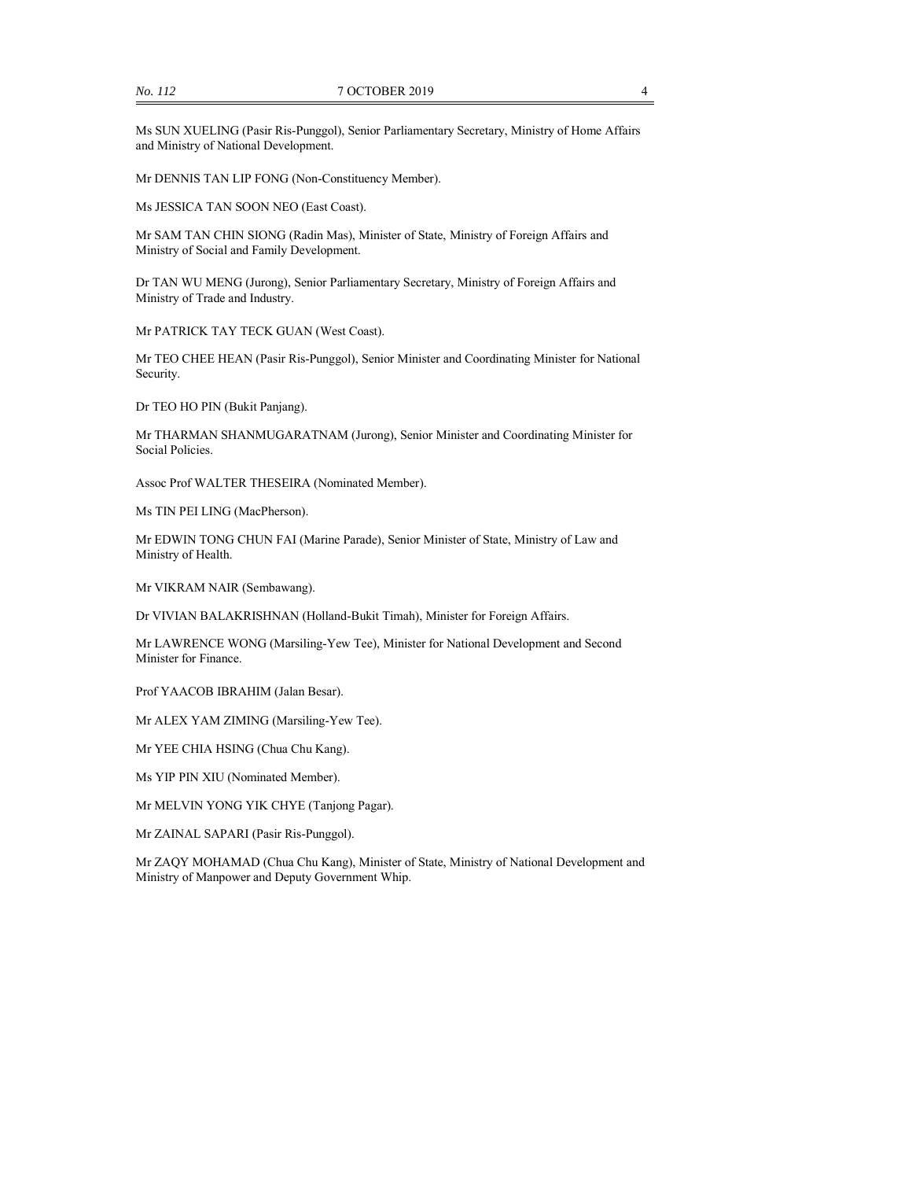Ms SUN XUELING (Pasir Ris-Punggol), Senior Parliamentary Secretary, Ministry of Home Affairs and Ministry of National Development.

Mr DENNIS TAN LIP FONG (Non-Constituency Member).

Ms JESSICA TAN SOON NEO (East Coast).

Mr SAM TAN CHIN SIONG (Radin Mas), Minister of State, Ministry of Foreign Affairs and Ministry of Social and Family Development.

Dr TAN WU MENG (Jurong), Senior Parliamentary Secretary, Ministry of Foreign Affairs and Ministry of Trade and Industry.

Mr PATRICK TAY TECK GUAN (West Coast).

Mr TEO CHEE HEAN (Pasir Ris-Punggol), Senior Minister and Coordinating Minister for National Security.

Dr TEO HO PIN (Bukit Panjang).

Mr THARMAN SHANMUGARATNAM (Jurong), Senior Minister and Coordinating Minister for Social Policies.

Assoc Prof WALTER THESEIRA (Nominated Member).

Ms TIN PEI LING (MacPherson).

Mr EDWIN TONG CHUN FAI (Marine Parade), Senior Minister of State, Ministry of Law and Ministry of Health.

Mr VIKRAM NAIR (Sembawang).

Dr VIVIAN BALAKRISHNAN (Holland-Bukit Timah), Minister for Foreign Affairs.

Mr LAWRENCE WONG (Marsiling-Yew Tee), Minister for National Development and Second Minister for Finance.

Prof YAACOB IBRAHIM (Jalan Besar).

Mr ALEX YAM ZIMING (Marsiling-Yew Tee).

Mr YEE CHIA HSING (Chua Chu Kang).

Ms YIP PIN XIU (Nominated Member).

Mr MELVIN YONG YIK CHYE (Tanjong Pagar).

Mr ZAINAL SAPARI (Pasir Ris-Punggol).

Mr ZAQY MOHAMAD (Chua Chu Kang), Minister of State, Ministry of National Development and Ministry of Manpower and Deputy Government Whip.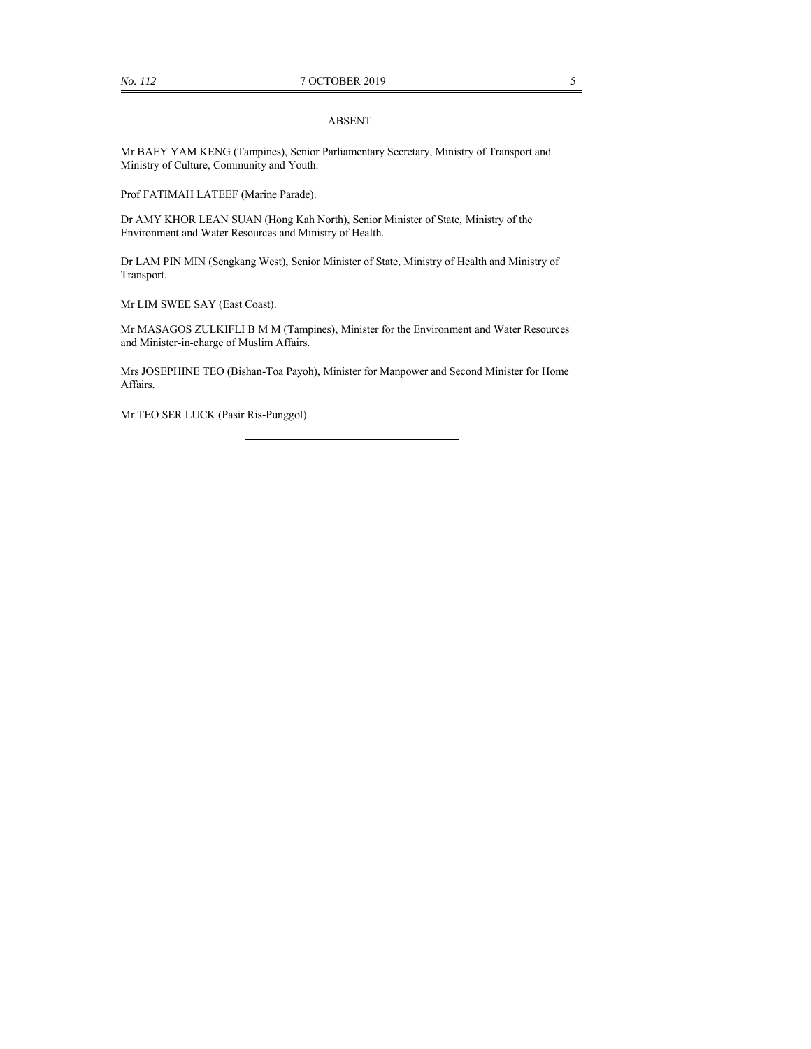ABSENT:

Mr BAEY YAM KENG (Tampines), Senior Parliamentary Secretary, Ministry of Transport and Ministry of Culture, Community and Youth.

Prof FATIMAH LATEEF (Marine Parade).

Dr AMY KHOR LEAN SUAN (Hong Kah North), Senior Minister of State, Ministry of the Environment and Water Resources and Ministry of Health.

Dr LAM PIN MIN (Sengkang West), Senior Minister of State, Ministry of Health and Ministry of Transport.

Mr LIM SWEE SAY (East Coast).

Mr MASAGOS ZULKIFLI B M M (Tampines), Minister for the Environment and Water Resources and Minister-in-charge of Muslim Affairs.

Mrs JOSEPHINE TEO (Bishan-Toa Payoh), Minister for Manpower and Second Minister for Home Affairs.

Mr TEO SER LUCK (Pasir Ris-Punggol).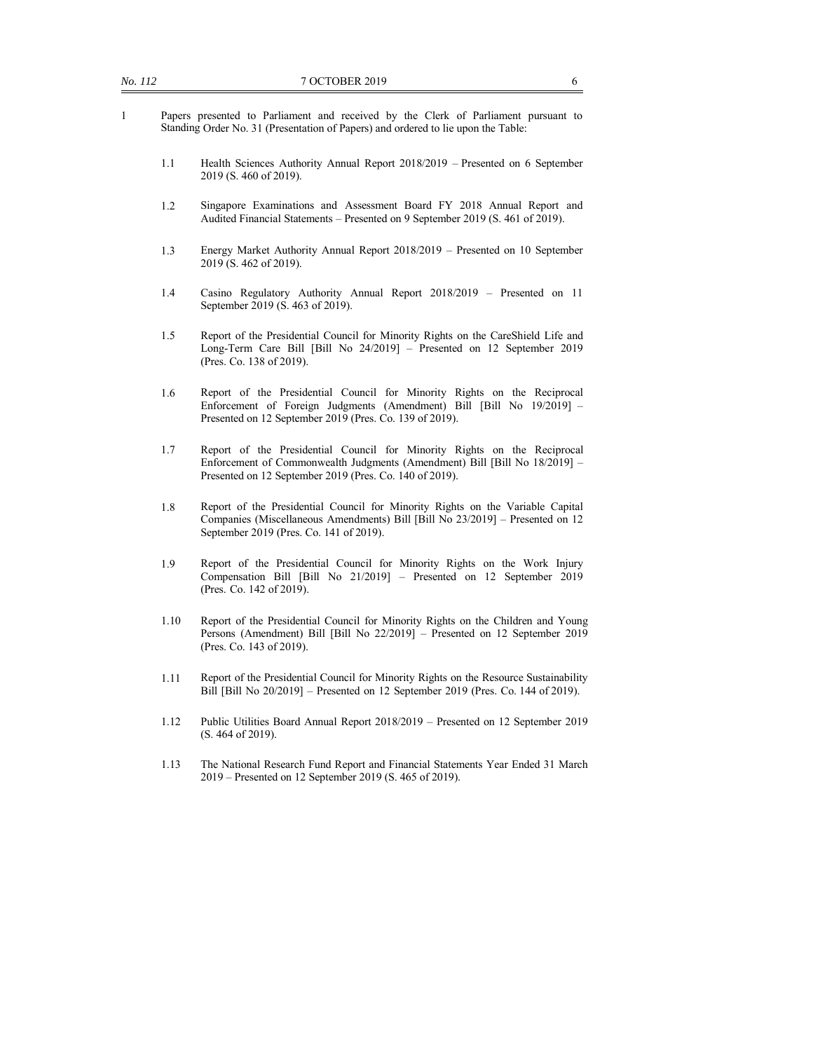1 Papers presented to Parliament and received by the Clerk of Parliament pursuant to Standing Order No. 31 (Presentation of Papers) and ordered to lie upon the Table:

1.1 Health Sciences Authority Annual Report 2018/2019 – Presented on 6 September 2019 (S. 460 of 2019).

1.2 Singapore Examinations and Assessment Board FY 2018 Annual Report and Audited Financial Statements – Presented on 9 September 2019 (S. 461 of 2019).

1.3 Energy Market Authority Annual Report 2018/2019 – Presented on 10 September 2019 (S. 462 of 2019).

1.4 Casino Regulatory Authority Annual Report 2018/2019 – Presented on 11 September 2019 (S. 463 of 2019).

1.5 Report of the Presidential Council for Minority Rights on the CareShield Life and Long-Term Care Bill [Bill No 24/2019] – Presented on 12 September 2019 (Pres. Co. 138 of 2019).

1.6 Report of the Presidential Council for Minority Rights on the Reciprocal Enforcement of Foreign Judgments (Amendment) Bill [Bill No 19/2019] – Presented on 12 September 2019 (Pres. Co. 139 of 2019).

1.7 Report of the Presidential Council for Minority Rights on the Reciprocal Enforcement of Commonwealth Judgments (Amendment) Bill [Bill No 18/2019] – Presented on 12 September 2019 (Pres. Co. 140 of 2019).

1.8 Report of the Presidential Council for Minority Rights on the Variable Capital Companies (Miscellaneous Amendments) Bill [Bill No 23/2019] – Presented on 12 September 2019 (Pres. Co. 141 of 2019).

1.9 Report of the Presidential Council for Minority Rights on the Work Injury Compensation Bill [Bill No 21/2019] – Presented on 12 September 2019 (Pres. Co. 142 of 2019).

1.10 Report of the Presidential Council for Minority Rights on the Children and Young Persons (Amendment) Bill [Bill No 22/2019] – Presented on 12 September 2019 (Pres. Co. 143 of 2019).

1.11 Report of the Presidential Council for Minority Rights on the Resource Sustainability Bill [Bill No 20/2019] – Presented on 12 September 2019 (Pres. Co. 144 of 2019).

1.12 Public Utilities Board Annual Report 2018/2019 – Presented on 12 September 2019 (S. 464 of 2019).

1.13 The National Research Fund Report and Financial Statements Year Ended 31 March 2019 – Presented on 12 September 2019 (S. 465 of 2019).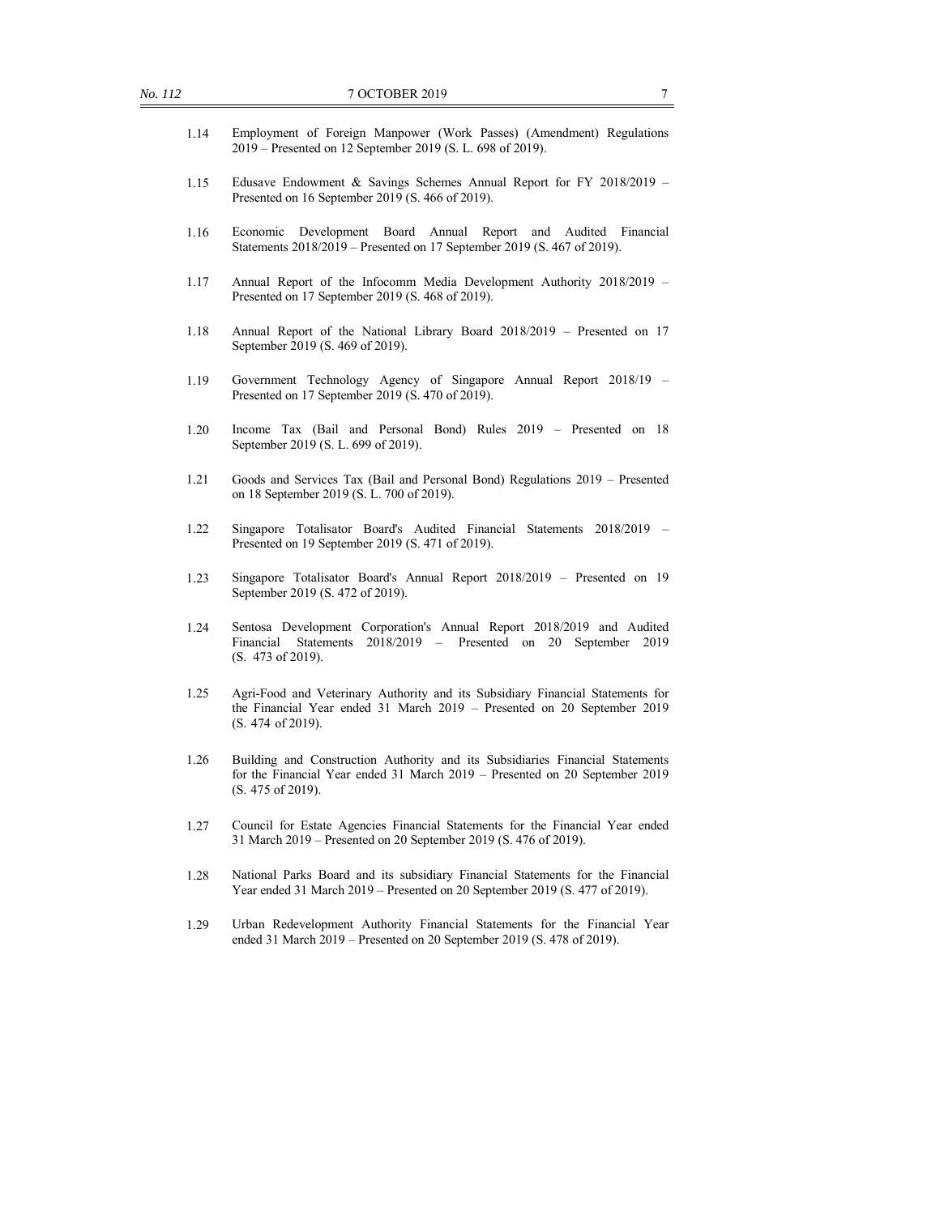1.14 Employment of Foreign Manpower (Work Passes) (Amendment) Regulations 2019 – Presented on 12 September 2019 (S. L. 698 of 2019).

1.15 Edusave Endowment & Savings Schemes Annual Report for FY 2018/2019 – Presented on 16 September 2019 (S. 466 of 2019).

1.16 Economic Development Board Annual Report and Audited Financial Statements 2018/2019 – Presented on 17 September 2019 (S. 467 of 2019).

1.17 Annual Report of the Infocomm Media Development Authority 2018/2019 – Presented on 17 September 2019 (S. 468 of 2019).

1.18 Annual Report of the National Library Board 2018/2019 – Presented on 17 September 2019 (S. 469 of 2019).

1.19 Government Technology Agency of Singapore Annual Report 2018/19 – Presented on 17 September 2019 (S. 470 of 2019).

1.20 Income Tax (Bail and Personal Bond) Rules 2019 – Presented on 18 September 2019 (S. L. 699 of 2019).

1.21 Goods and Services Tax (Bail and Personal Bond) Regulations 2019 – Presented on 18 September 2019 (S. L. 700 of 2019).

1.22 Singapore Totalisator Board's Audited Financial Statements 2018/2019 – Presented on 19 September 2019 (S. 471 of 2019).

1.23 Singapore Totalisator Board's Annual Report 2018/2019 – Presented on 19 September 2019 (S. 472 of 2019).

1.24 Sentosa Development Corporation's Annual Report 2018/2019 and Audited Financial Statements 2018/2019 – Presented on 20 September 2019 (S. 473 of 2019).

1.25 Agri-Food and Veterinary Authority and its Subsidiary Financial Statements for the Financial Year ended 31 March 2019 – Presented on 20 September 2019 (S. 474 of 2019).

1.26 Building and Construction Authority and its Subsidiaries Financial Statements for the Financial Year ended 31 March 2019 – Presented on 20 September 2019 (S. 475 of 2019).

1.27 Council for Estate Agencies Financial Statements for the Financial Year ended 31 March 2019 – Presented on 20 September 2019 (S. 476 of 2019).

1.28 National Parks Board and its subsidiary Financial Statements for the Financial Year ended 31 March 2019 – Presented on 20 September 2019 (S. 477 of 2019).

1.29 Urban Redevelopment Authority Financial Statements for the Financial Year ended 31 March 2019 – Presented on 20 September 2019 (S. 478 of 2019).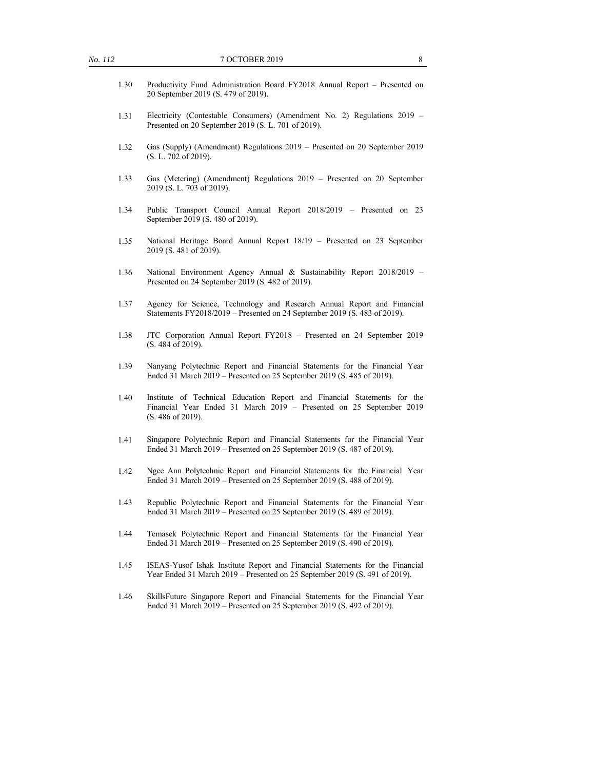1.30 Productivity Fund Administration Board FY2018 Annual Report – Presented on 20 September 2019 (S. 479 of 2019).

1.31 Electricity (Contestable Consumers) (Amendment No. 2) Regulations 2019 – Presented on 20 September 2019 (S. L. 701 of 2019).

1.32 Gas (Supply) (Amendment) Regulations 2019 – Presented on 20 September 2019 (S. L. 702 of 2019).

1.33 Gas (Metering) (Amendment) Regulations 2019 – Presented on 20 September 2019 (S. L. 703 of 2019).

1.34 Public Transport Council Annual Report 2018/2019 – Presented on 23 September 2019 (S. 480 of 2019).

1.35 National Heritage Board Annual Report 18/19 – Presented on 23 September 2019 (S. 481 of 2019).

1.36 National Environment Agency Annual & Sustainability Report 2018/2019 – Presented on 24 September 2019 (S. 482 of 2019).

1.37 Agency for Science, Technology and Research Annual Report and Financial Statements FY2018/2019 – Presented on 24 September 2019 (S. 483 of 2019).

1.38 JTC Corporation Annual Report FY2018 – Presented on 24 September 2019 (S. 484 of 2019).

1.39 Nanyang Polytechnic Report and Financial Statements for the Financial Year Ended 31 March 2019 – Presented on 25 September 2019 (S. 485 of 2019).

1.40 Institute of Technical Education Report and Financial Statements for the Financial Year Ended 31 March 2019 – Presented on 25 September 2019 (S. 486 of 2019).

1.41 Singapore Polytechnic Report and Financial Statements for the Financial Year Ended 31 March 2019 – Presented on 25 September 2019 (S. 487 of 2019).

1.42 Ngee Ann Polytechnic Report and Financial Statements for the Financial Year Ended 31 March 2019 – Presented on 25 September 2019 (S. 488 of 2019).

1.43 Republic Polytechnic Report and Financial Statements for the Financial Year Ended 31 March 2019 – Presented on 25 September 2019 (S. 489 of 2019).

1.44 Temasek Polytechnic Report and Financial Statements for the Financial Year Ended 31 March 2019 – Presented on 25 September 2019 (S. 490 of 2019).

1.45 ISEAS-Yusof Ishak Institute Report and Financial Statements for the Financial Year Ended 31 March 2019 – Presented on 25 September 2019 (S. 491 of 2019).

1.46 SkillsFuture Singapore Report and Financial Statements for the Financial Year Ended 31 March 2019 – Presented on 25 September 2019 (S. 492 of 2019).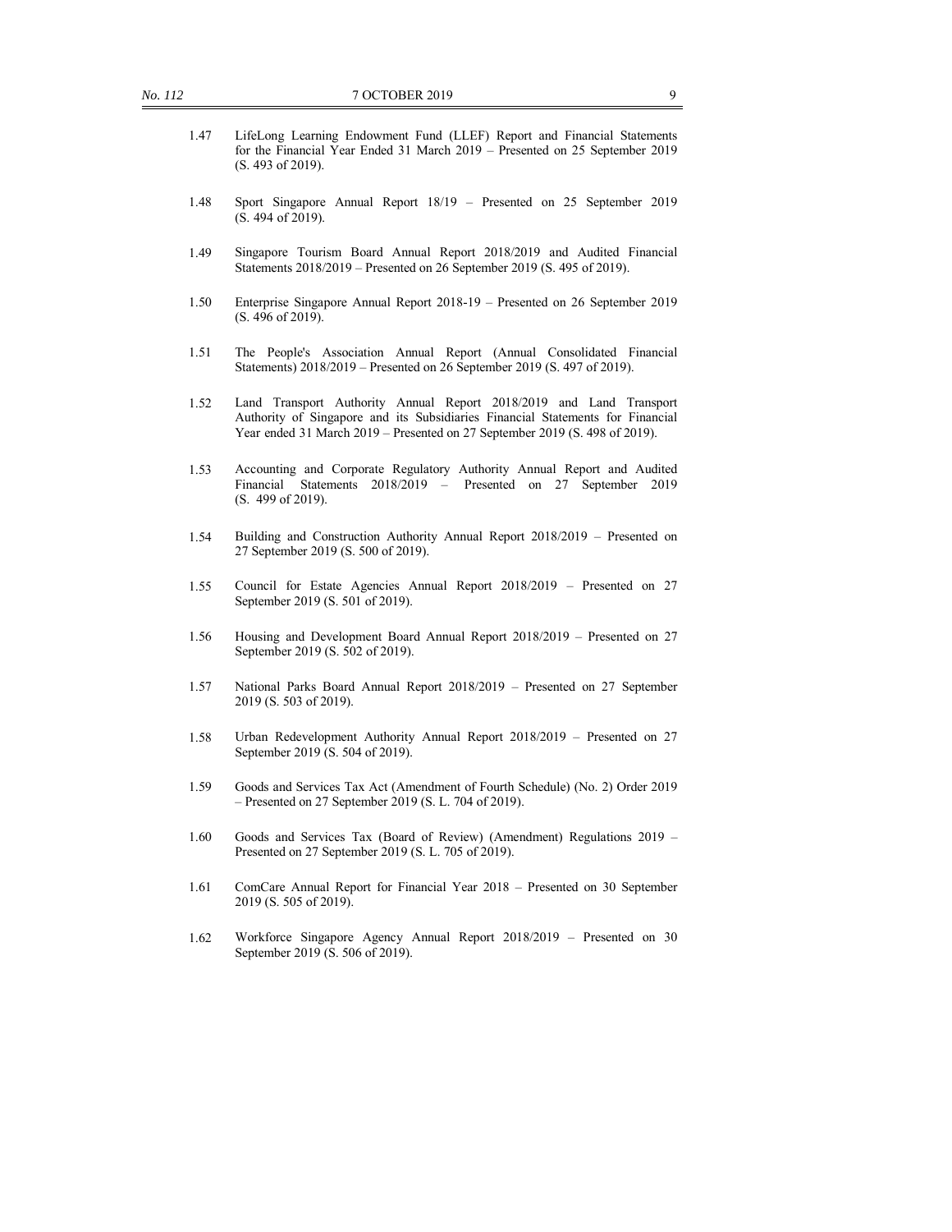1.47 LifeLong Learning Endowment Fund (LLEF) Report and Financial Statements for the Financial Year Ended 31 March 2019 – Presented on 25 September 2019 (S. 493 of 2019).

1.48 Sport Singapore Annual Report 18/19 – Presented on 25 September 2019 (S. 494 of 2019).

1.49 Singapore Tourism Board Annual Report 2018/2019 and Audited Financial Statements 2018/2019 – Presented on 26 September 2019 (S. 495 of 2019).

1.50 Enterprise Singapore Annual Report 2018-19 – Presented on 26 September 2019 (S. 496 of 2019).

1.51 The People's Association Annual Report (Annual Consolidated Financial Statements) 2018/2019 – Presented on 26 September 2019 (S. 497 of 2019).

1.52 Land Transport Authority Annual Report 2018/2019 and Land Transport Authority of Singapore and its Subsidiaries Financial Statements for Financial Year ended 31 March 2019 – Presented on 27 September 2019 (S. 498 of 2019).

1.53 Accounting and Corporate Regulatory Authority Annual Report and Audited Financial Statements 2018/2019 – Presented on 27 September 2019 (S. 499 of 2019).

1.54 Building and Construction Authority Annual Report 2018/2019 – Presented on 27 September 2019 (S. 500 of 2019).

1.55 Council for Estate Agencies Annual Report 2018/2019 – Presented on 27 September 2019 (S. 501 of 2019).

1.56 Housing and Development Board Annual Report 2018/2019 – Presented on 27 September 2019 (S. 502 of 2019).

1.57 National Parks Board Annual Report 2018/2019 – Presented on 27 September 2019 (S. 503 of 2019).

1.58 Urban Redevelopment Authority Annual Report 2018/2019 – Presented on 27 September 2019 (S. 504 of 2019).

1.59 Goods and Services Tax Act (Amendment of Fourth Schedule) (No. 2) Order 2019 – Presented on 27 September 2019 (S. L. 704 of 2019).

1.60 Goods and Services Tax (Board of Review) (Amendment) Regulations 2019 – Presented on 27 September 2019 (S. L. 705 of 2019).

1.61 ComCare Annual Report for Financial Year 2018 – Presented on 30 September 2019 (S. 505 of 2019).

1.62 Workforce Singapore Agency Annual Report 2018/2019 – Presented on 30 September 2019 (S. 506 of 2019).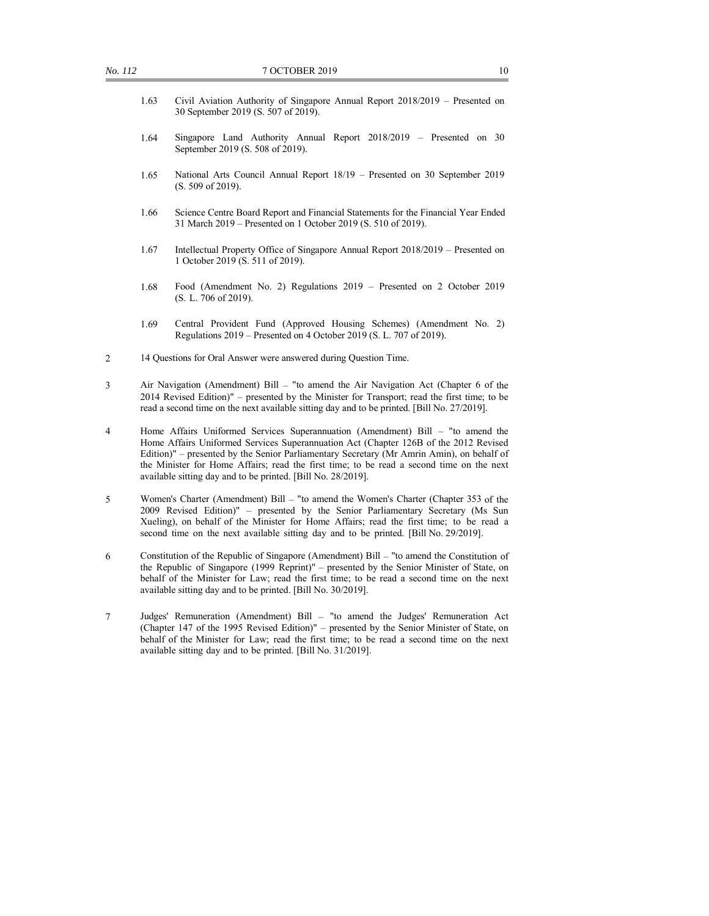1.63 Civil Aviation Authority of Singapore Annual Report 2018/2019 – Presented on 30 September 2019 (S. 507 of 2019).

1.64 Singapore Land Authority Annual Report 2018/2019 – Presented on 30 September 2019 (S. 508 of 2019).

1.65 National Arts Council Annual Report 18/19 – Presented on 30 September 2019 (S. 509 of 2019).

1.66 Science Centre Board Report and Financial Statements for the Financial Year Ended 31 March 2019 – Presented on 1 October 2019 (S. 510 of 2019).

1.67 Intellectual Property Office of Singapore Annual Report 2018/2019 – Presented on 1 October 2019 (S. 511 of 2019).

1.68 Food (Amendment No. 2) Regulations 2019 – Presented on 2 October 2019 (S. L. 706 of 2019).

1.69 Central Provident Fund (Approved Housing Schemes) (Amendment No. 2) Regulations 2019 – Presented on 4 October 2019 (S. L. 707 of 2019).

2 14 Questions for Oral Answer were answered during Question Time.

3 Air Navigation (Amendment) Bill – "to amend the Air Navigation Act (Chapter 6 of the 2014 Revised Edition)" – presented by the Minister for Transport; read the first time; to be read a second time on the next available sitting day and to be printed. [Bill No. 27/2019].

4 Home Affairs Uniformed Services Superannuation (Amendment) Bill – "to amend the Home Affairs Uniformed Services Superannuation Act (Chapter 126B of the 2012 Revised Edition)" – presented by the Senior Parliamentary Secretary (Mr Amrin Amin), on behalf of the Minister for Home Affairs; read the first time; to be read a second time on the next available sitting day and to be printed. [Bill No. 28/2019].

5 Women's Charter (Amendment) Bill – "to amend the Women's Charter (Chapter 353 of the 2009 Revised Edition)" – presented by the Senior Parliamentary Secretary (Ms Sun Xueling), on behalf of the Minister for Home Affairs; read the first time; to be read a second time on the next available sitting day and to be printed. [Bill No. 29/2019].

6 Constitution of the Republic of Singapore (Amendment) Bill – "to amend the Constitution of the Republic of Singapore (1999 Reprint)" – presented by the Senior Minister of State, on behalf of the Minister for Law; read the first time; to be read a second time on the next available sitting day and to be printed. [Bill No. 30/2019].

7 Judges' Remuneration (Amendment) Bill – "to amend the Judges' Remuneration Act (Chapter 147 of the 1995 Revised Edition)" – presented by the Senior Minister of State, on behalf of the Minister for Law; read the first time; to be read a second time on the next available sitting day and to be printed. [Bill No. 31/2019].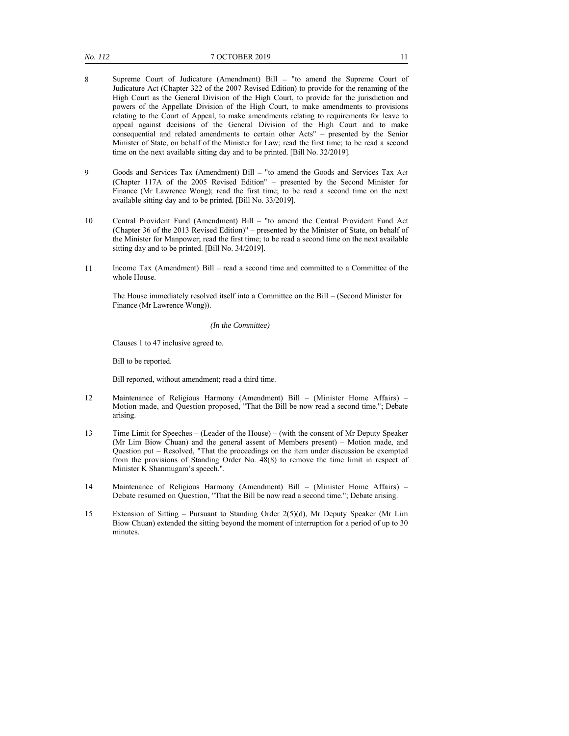8 Supreme Court of Judicature (Amendment) Bill – "to amend the Supreme Court of Judicature Act (Chapter 322 of the 2007 Revised Edition) to provide for the renaming of the High Court as the General Division of the High Court, to provide for the jurisdiction and powers of the Appellate Division of the High Court, to make amendments to provisions relating to the Court of Appeal, to make amendments relating to requirements for leave to appeal against decisions of the General Division of the High Court and to make consequential and related amendments to certain other Acts" – presented by the Senior Minister of State, on behalf of the Minister for Law; read the first time; to be read a second time on the next available sitting day and to be printed. [Bill No. 32/2019].

9 Goods and Services Tax (Amendment) Bill – "to amend the Goods and Services Tax Act (Chapter 117A of the 2005 Revised Edition" – presented by the Second Minister for Finance (Mr Lawrence Wong); read the first time; to be read a second time on the next available sitting day and to be printed. [Bill No. 33/2019].

10 Central Provident Fund (Amendment) Bill – "to amend the Central Provident Fund Act (Chapter 36 of the 2013 Revised Edition)" – presented by the Minister of State, on behalf of the Minister for Manpower; read the first time; to be read a second time on the next available sitting day and to be printed. [Bill No. 34/2019].

11 Income Tax (Amendment) Bill – read a second time and committed to a Committee of the whole House.

The House immediately resolved itself into a Committee on the Bill – (Second Minister for Finance (Mr Lawrence Wong)).

*(In the Committee)*

Clauses 1 to 47 inclusive agreed to.

Bill to be reported.

Bill reported, without amendment; read a third time.

12 Maintenance of Religious Harmony (Amendment) Bill – (Minister Home Affairs) – Motion made, and Question proposed, "That the Bill be now read a second time."; Debate arising.

13 Time Limit for Speeches – (Leader of the House) – (with the consent of Mr Deputy Speaker (Mr Lim Biow Chuan) and the general assent of Members present) – Motion made, and Question put – Resolved, "That the proceedings on the item under discussion be exempted from the provisions of Standing Order No. 48(8) to remove the time limit in respect of Minister K Shanmugam's speech.".

14 Maintenance of Religious Harmony (Amendment) Bill – (Minister Home Affairs) – Debate resumed on Question, "That the Bill be now read a second time."; Debate arising.

15 Extension of Sitting – Pursuant to Standing Order 2(5)(d), Mr Deputy Speaker (Mr Lim Biow Chuan) extended the sitting beyond the moment of interruption for a period of up to 30 minutes.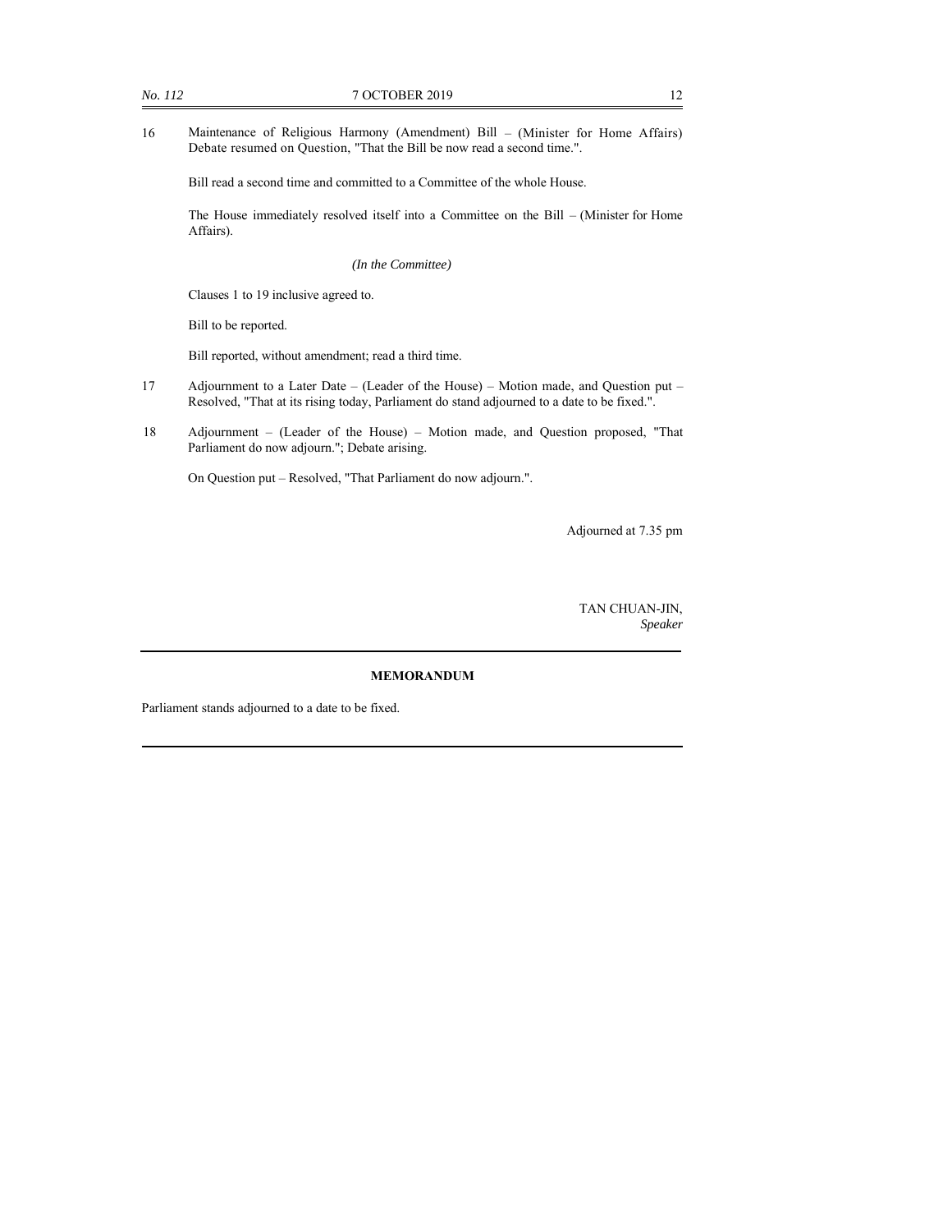16 Maintenance of Religious Harmony (Amendment) Bill – (Minister for Home Affairs) Debate resumed on Question, "That the Bill be now read a second time.".

Bill read a second time and committed to a Committee of the whole House.

The House immediately resolved itself into a Committee on the Bill – (Minister for Home Affairs).

*(In the Committee)*

Clauses 1 to 19 inclusive agreed to.

Bill to be reported.

Bill reported, without amendment; read a third time.

17 Adjournment to a Later Date – (Leader of the House) – Motion made, and Question put – Resolved, "That at its rising today, Parliament do stand adjourned to a date to be fixed.".

18 Adjournment – (Leader of the House) – Motion made, and Question proposed, "That Parliament do now adjourn."; Debate arising.

On Question put – Resolved, "That Parliament do now adjourn.".

Adjourned at 7.35 pm

TAN CHUAN-JIN,
*Speaker*

---

**MEMORANDUM**

Parliament stands adjourned to a date to be fixed.

---